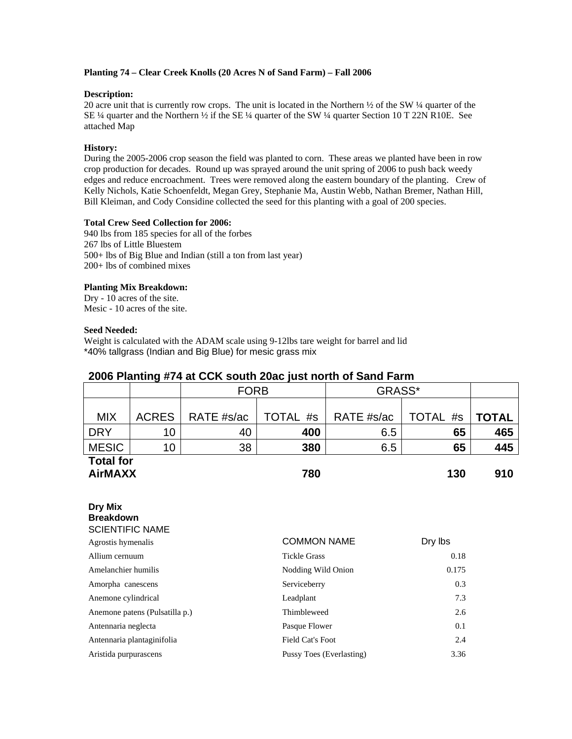**Planting 74 – Clear Creek Knolls (20 Acres N of Sand Farm) – Fall 2006**

**Description:**
20 acre unit that is currently row crops. The unit is located in the Northern ½ of the SW ¼ quarter of the SE ¼ quarter and the Northern ½ if the SE ¼ quarter of the SW ¼ quarter Section 10 T 22N R10E. See attached Map

**History:**
During the 2005-2006 crop season the field was planted to corn. These areas we planted have been in row crop production for decades. Round up was sprayed around the unit spring of 2006 to push back weedy edges and reduce encroachment. Trees were removed along the eastern boundary of the planting. Crew of Kelly Nichols, Katie Schoenfeldt, Megan Grey, Stephanie Ma, Austin Webb, Nathan Bremer, Nathan Hill, Bill Kleiman, and Cody Considine collected the seed for this planting with a goal of 200 species.

**Total Crew Seed Collection for 2006:**
940 lbs from 185 species for all of the forbes
267 lbs of Little Bluestem
500+ lbs of Big Blue and Indian (still a ton from last year)
200+ lbs of combined mixes

**Planting Mix Breakdown:**
Dry - 10 acres of the site.
Mesic - 10 acres of the site.

**Seed Needed:**
Weight is calculated with the ADAM scale using 9-12lbs tare weight for barrel and lid
*40% tallgrass (Indian and Big Blue) for mesic grass mix

## 2006 Planting #74 at CCK south 20ac just north of Sand Farm

| | | FORB | | GRASS* | | |
|---|---|---|---|---|---|---|
| MIX | ACRES | RATE #s/ac | TOTAL #s | RATE #s/ac | TOTAL #s | **TOTAL** |
| DRY | 10 | 40 | **400** | 6.5 | **65** | **465** |
| MESIC | 10 | 38 | **380** | 6.5 | **65** | **445** |
| **Total for AirMAXX** | | | **780** | | **130** | **910** |

**Dry Mix Breakdown**

| SCIENTIFIC NAME | COMMON NAME | Dry lbs |
|---|---|---|
| Agrostis hymenalis | | |
| Allium cernuum | Tickle Grass | 0.18 |
| Amelanchier humilis | Nodding Wild Onion | 0.175 |
| Amorpha canescens | Serviceberry | 0.3 |
| Anemone cylindrical | Leadplant | 7.3 |
| Anemone patens (Pulsatilla p.) | Thimbleweed | 2.6 |
| Antennaria neglecta | Pasque Flower | 0.1 |
| Antennaria plantaginifolia | Field Cat's Foot | 2.4 |
| Aristida purpurascens | Pussy Toes (Everlasting) | 3.36 |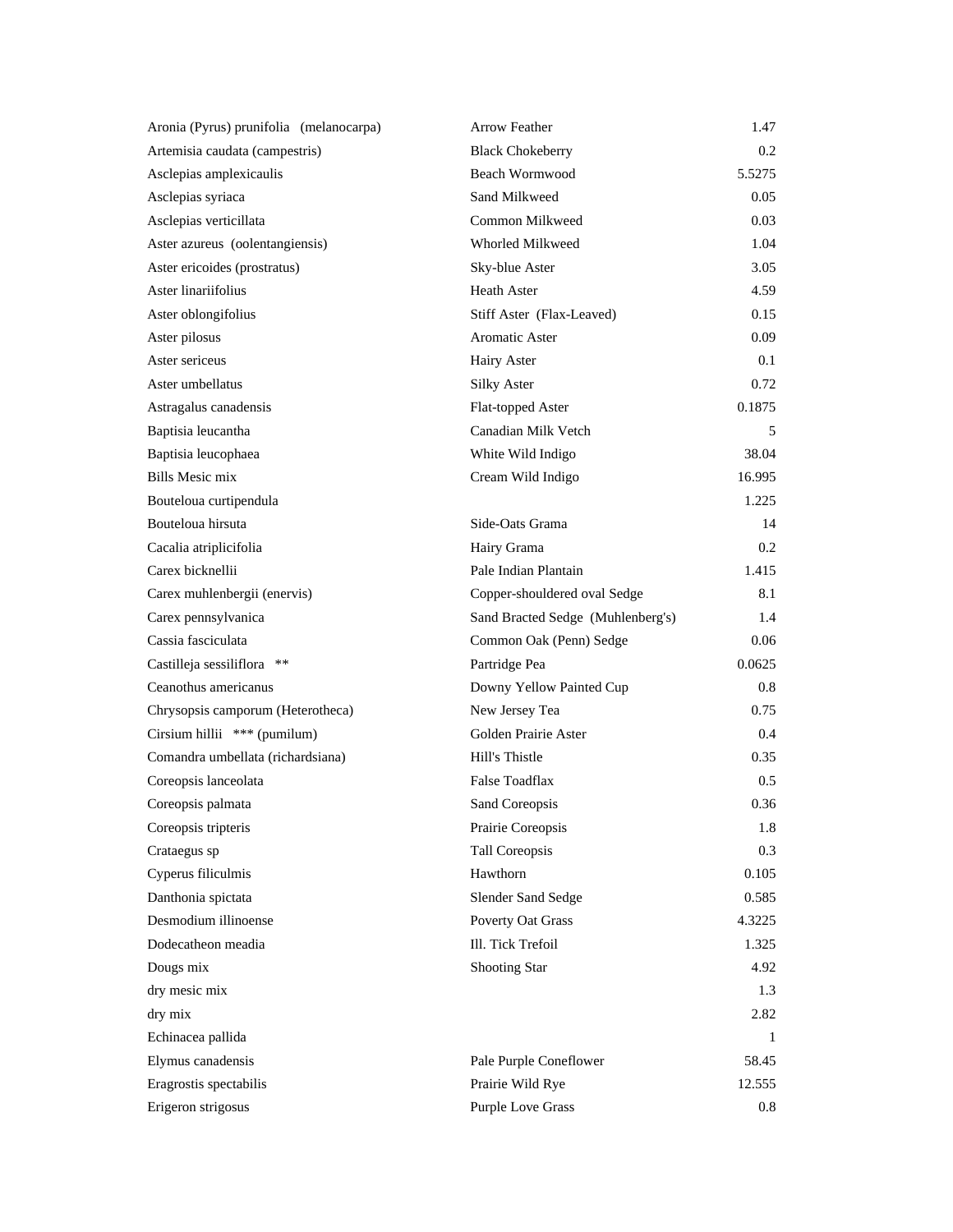| | | |
|---|---|---|
| Aronia (Pyrus) prunifolia (melanocarpa) | Arrow Feather | 1.47 |
| Artemisia caudata (campestris) | Black Chokeberry | 0.2 |
| Asclepias amplexicaulis | Beach Wormwood | 5.5275 |
| Asclepias syriaca | Sand Milkweed | 0.05 |
| Asclepias verticillata | Common Milkweed | 0.03 |
| Aster azureus (oolentangiensis) | Whorled Milkweed | 1.04 |
| Aster ericoides (prostratus) | Sky-blue Aster | 3.05 |
| Aster linariifolius | Heath Aster | 4.59 |
| Aster oblongifolius | Stiff Aster (Flax-Leaved) | 0.15 |
| Aster pilosus | Aromatic Aster | 0.09 |
| Aster sericeus | Hairy Aster | 0.1 |
| Aster umbellatus | Silky Aster | 0.72 |
| Astragalus canadensis | Flat-topped Aster | 0.1875 |
| Baptisia leucantha | Canadian Milk Vetch | 5 |
| Baptisia leucophaea | White Wild Indigo | 38.04 |
| Bills Mesic mix | Cream Wild Indigo | 16.995 |
| Bouteloua curtipendula | | 1.225 |
| Bouteloua hirsuta | Side-Oats Grama | 14 |
| Cacalia atriplicifolia | Hairy Grama | 0.2 |
| Carex bicknellii | Pale Indian Plantain | 1.415 |
| Carex muhlenbergii (enervis) | Copper-shouldered oval Sedge | 8.1 |
| Carex pennsylvanica | Sand Bracted Sedge (Muhlenberg's) | 1.4 |
| Cassia fasciculata | Common Oak (Penn) Sedge | 0.06 |
| Castilleja sessiliflora ** | Partridge Pea | 0.0625 |
| Ceanothus americanus | Downy Yellow Painted Cup | 0.8 |
| Chrysopsis camporum (Heterotheca) | New Jersey Tea | 0.75 |
| Cirsium hillii *** (pumilum) | Golden Prairie Aster | 0.4 |
| Comandra umbellata (richardsiana) | Hill's Thistle | 0.35 |
| Coreopsis lanceolata | False Toadflax | 0.5 |
| Coreopsis palmata | Sand Coreopsis | 0.36 |
| Coreopsis tripteris | Prairie Coreopsis | 1.8 |
| Crataegus sp | Tall Coreopsis | 0.3 |
| Cyperus filiculmis | Hawthorn | 0.105 |
| Danthonia spictata | Slender Sand Sedge | 0.585 |
| Desmodium illinoense | Poverty Oat Grass | 4.3225 |
| Dodecatheon meadia | Ill. Tick Trefoil | 1.325 |
| Dougs mix | Shooting Star | 4.92 |
| dry mesic mix | | 1.3 |
| dry mix | | 2.82 |
| Echinacea pallida | | 1 |
| Elymus canadensis | Pale Purple Coneflower | 58.45 |
| Eragrostis spectabilis | Prairie Wild Rye | 12.555 |
| Erigeron strigosus | Purple Love Grass | 0.8 |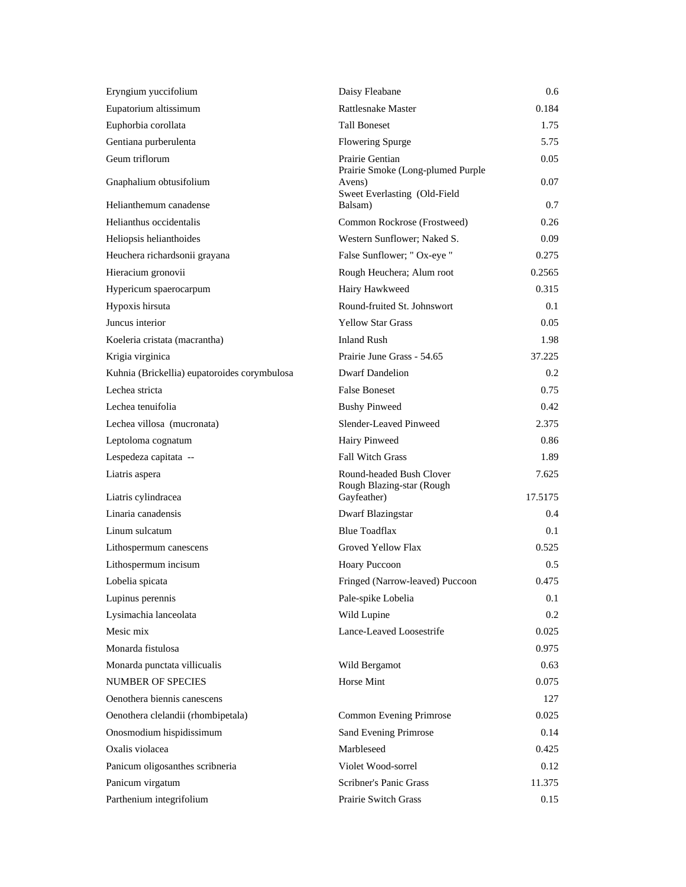| | | |
|---|---|---|
| Eryngium yuccifolium | Daisy Fleabane | 0.6 |
| Eupatorium altissimum | Rattlesnake Master | 0.184 |
| Euphorbia corollata | Tall Boneset | 1.75 |
| Gentiana purberulenta | Flowering Spurge | 5.75 |
| Geum triflorum | Prairie Gentian | 0.05 |
| Gnaphalium obtusifolium | Prairie Smoke (Long-plumed Purple Avens) | 0.07 |
| Helianthemum canadense | Sweet Everlasting (Old-Field Balsam) | 0.7 |
| Helianthus occidentalis | Common Rockrose (Frostweed) | 0.26 |
| Heliopsis helianthoides | Western Sunflower; Naked S. | 0.09 |
| Heuchera richardsonii grayana | False Sunflower; " Ox-eye " | 0.275 |
| Hieracium gronovii | Rough Heuchera; Alum root | 0.2565 |
| Hypericum spaerocarpum | Hairy Hawkweed | 0.315 |
| Hypoxis hirsuta | Round-fruited St. Johnswort | 0.1 |
| Juncus interior | Yellow Star Grass | 0.05 |
| Koeleria cristata (macrantha) | Inland Rush | 1.98 |
| Krigia virginica | Prairie June Grass - 54.65 | 37.225 |
| Kuhnia (Brickellia) eupatoroides corymbulosa | Dwarf Dandelion | 0.2 |
| Lechea stricta | False Boneset | 0.75 |
| Lechea tenuifolia | Bushy Pinweed | 0.42 |
| Lechea villosa (mucronata) | Slender-Leaved Pinweed | 2.375 |
| Leptoloma cognatum | Hairy Pinweed | 0.86 |
| Lespedeza capitata -- | Fall Witch Grass | 1.89 |
| Liatris aspera | Round-headed Bush Clover | 7.625 |
| Liatris cylindracea | Rough Blazing-star (Rough Gayfeather) | 17.5175 |
| Linaria canadensis | Dwarf Blazingstar | 0.4 |
| Linum sulcatum | Blue Toadflax | 0.1 |
| Lithospermum canescens | Groved Yellow Flax | 0.525 |
| Lithospermum incisum | Hoary Puccoon | 0.5 |
| Lobelia spicata | Fringed (Narrow-leaved) Puccoon | 0.475 |
| Lupinus perennis | Pale-spike Lobelia | 0.1 |
| Lysimachia lanceolata | Wild Lupine | 0.2 |
| Mesic mix | Lance-Leaved Loosestrife | 0.025 |
| Monarda fistulosa | | 0.975 |
| Monarda punctata villicualis | Wild Bergamot | 0.63 |
| NUMBER OF SPECIES | Horse Mint | 0.075 |
| Oenothera biennis canescens | | 127 |
| Oenothera clelandii (rhombipetala) | Common Evening Primrose | 0.025 |
| Onosmodium hispidissimum | Sand Evening Primrose | 0.14 |
| Oxalis violacea | Marbleseed | 0.425 |
| Panicum oligosanthes scribneria | Violet Wood-sorrel | 0.12 |
| Panicum virgatum | Scribner's Panic Grass | 11.375 |
| Parthenium integrifolium | Prairie Switch Grass | 0.15 |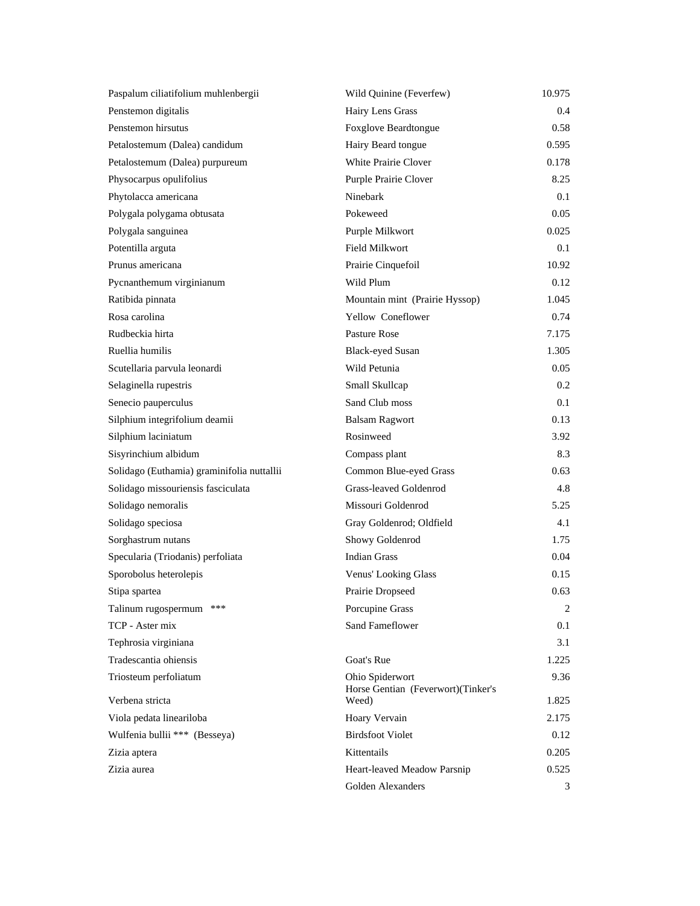| | | |
|---|---|---|
| Paspalum ciliatifolium muhlenbergii | Wild Quinine (Feverfew) | 10.975 |
| Penstemon digitalis | Hairy Lens Grass | 0.4 |
| Penstemon hirsutus | Foxglove Beardtongue | 0.58 |
| Petalostemum (Dalea) candidum | Hairy Beard tongue | 0.595 |
| Petalostemum (Dalea) purpureum | White Prairie Clover | 0.178 |
| Physocarpus opulifolius | Purple Prairie Clover | 8.25 |
| Phytolacca americana | Ninebark | 0.1 |
| Polygala polygama obtusata | Pokeweed | 0.05 |
| Polygala sanguinea | Purple Milkwort | 0.025 |
| Potentilla arguta | Field Milkwort | 0.1 |
| Prunus americana | Prairie Cinquefoil | 10.92 |
| Pycnanthemum virginianum | Wild Plum | 0.12 |
| Ratibida pinnata | Mountain mint (Prairie Hyssop) | 1.045 |
| Rosa carolina | Yellow Coneflower | 0.74 |
| Rudbeckia hirta | Pasture Rose | 7.175 |
| Ruellia humilis | Black-eyed Susan | 1.305 |
| Scutellaria parvula leonardi | Wild Petunia | 0.05 |
| Selaginella rupestris | Small Skullcap | 0.2 |
| Senecio pauperculus | Sand Club moss | 0.1 |
| Silphium integrifolium deamii | Balsam Ragwort | 0.13 |
| Silphium laciniatum | Rosinweed | 3.92 |
| Sisyrinchium albidum | Compass plant | 8.3 |
| Solidago (Euthamia) graminifolia nuttallii | Common Blue-eyed Grass | 0.63 |
| Solidago missouriensis fasciculata | Grass-leaved Goldenrod | 4.8 |
| Solidago nemoralis | Missouri Goldenrod | 5.25 |
| Solidago speciosa | Gray Goldenrod; Oldfield | 4.1 |
| Sorghastrum nutans | Showy Goldenrod | 1.75 |
| Specularia (Triodanis) perfoliata | Indian Grass | 0.04 |
| Sporobolus heterolepis | Venus' Looking Glass | 0.15 |
| Stipa spartea | Prairie Dropseed | 0.63 |
| Talinum rugospermum *** | Porcupine Grass | 2 |
| TCP - Aster mix | Sand Fameflower | 0.1 |
| Tephrosia virginiana | | 3.1 |
| Tradescantia ohiensis | Goat's Rue | 1.225 |
| Triosteum perfoliatum | Ohio Spiderwort | 9.36 |
| Verbena stricta | Horse Gentian (Feverwort)(Tinker's Weed) | 1.825 |
| Viola pedata lineariloba | Hoary Vervain | 2.175 |
| Wulfenia bullii *** (Besseya) | Birdsfoot Violet | 0.12 |
| Zizia aptera | Kittentails | 0.205 |
| Zizia aurea | Heart-leaved Meadow Parsnip | 0.525 |
| | Golden Alexanders | 3 |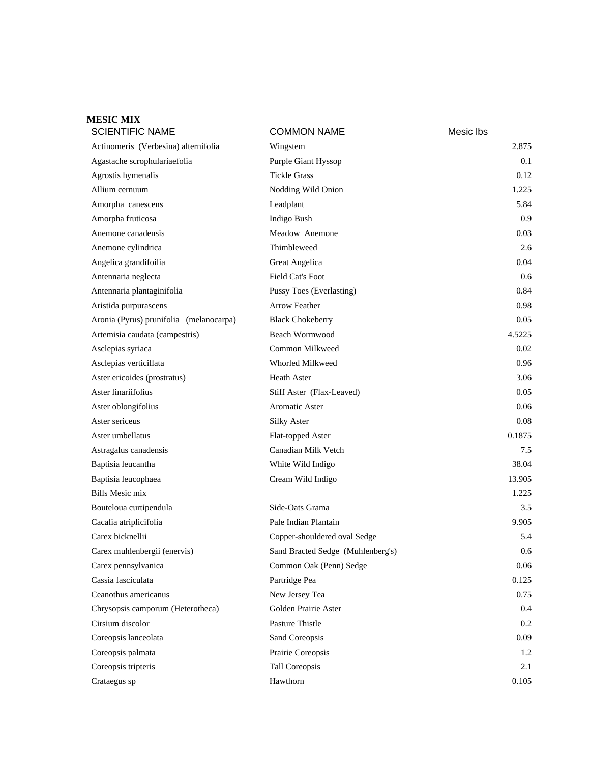**MESIC MIX**

| SCIENTIFIC NAME | COMMON NAME | Mesic lbs |
|---|---|---|
| Actinomeris (Verbesina) alternifolia | Wingstem | 2.875 |
| Agastache scrophulariaefolia | Purple Giant Hyssop | 0.1 |
| Agrostis hymenalis | Tickle Grass | 0.12 |
| Allium cernuum | Nodding Wild Onion | 1.225 |
| Amorpha canescens | Leadplant | 5.84 |
| Amorpha fruticosa | Indigo Bush | 0.9 |
| Anemone canadensis | Meadow Anemone | 0.03 |
| Anemone cylindrica | Thimbleweed | 2.6 |
| Angelica grandifoilia | Great Angelica | 0.04 |
| Antennaria neglecta | Field Cat's Foot | 0.6 |
| Antennaria plantaginifolia | Pussy Toes (Everlasting) | 0.84 |
| Aristida purpurascens | Arrow Feather | 0.98 |
| Aronia (Pyrus) prunifolia (melanocarpa) | Black Chokeberry | 0.05 |
| Artemisia caudata (campestris) | Beach Wormwood | 4.5225 |
| Asclepias syriaca | Common Milkweed | 0.02 |
| Asclepias verticillata | Whorled Milkweed | 0.96 |
| Aster ericoides (prostratus) | Heath Aster | 3.06 |
| Aster linariifolius | Stiff Aster (Flax-Leaved) | 0.05 |
| Aster oblongifolius | Aromatic Aster | 0.06 |
| Aster sericeus | Silky Aster | 0.08 |
| Aster umbellatus | Flat-topped Aster | 0.1875 |
| Astragalus canadensis | Canadian Milk Vetch | 7.5 |
| Baptisia leucantha | White Wild Indigo | 38.04 |
| Baptisia leucophaea | Cream Wild Indigo | 13.905 |
| Bills Mesic mix | | 1.225 |
| Bouteloua curtipendula | Side-Oats Grama | 3.5 |
| Cacalia atriplicifolia | Pale Indian Plantain | 9.905 |
| Carex bicknellii | Copper-shouldered oval Sedge | 5.4 |
| Carex muhlenbergii (enervis) | Sand Bracted Sedge (Muhlenberg's) | 0.6 |
| Carex pennsylvanica | Common Oak (Penn) Sedge | 0.06 |
| Cassia fasciculata | Partridge Pea | 0.125 |
| Ceanothus americanus | New Jersey Tea | 0.75 |
| Chrysopsis camporum (Heterotheca) | Golden Prairie Aster | 0.4 |
| Cirsium discolor | Pasture Thistle | 0.2 |
| Coreopsis lanceolata | Sand Coreopsis | 0.09 |
| Coreopsis palmata | Prairie Coreopsis | 1.2 |
| Coreopsis tripteris | Tall Coreopsis | 2.1 |
| Crataegus sp | Hawthorn | 0.105 |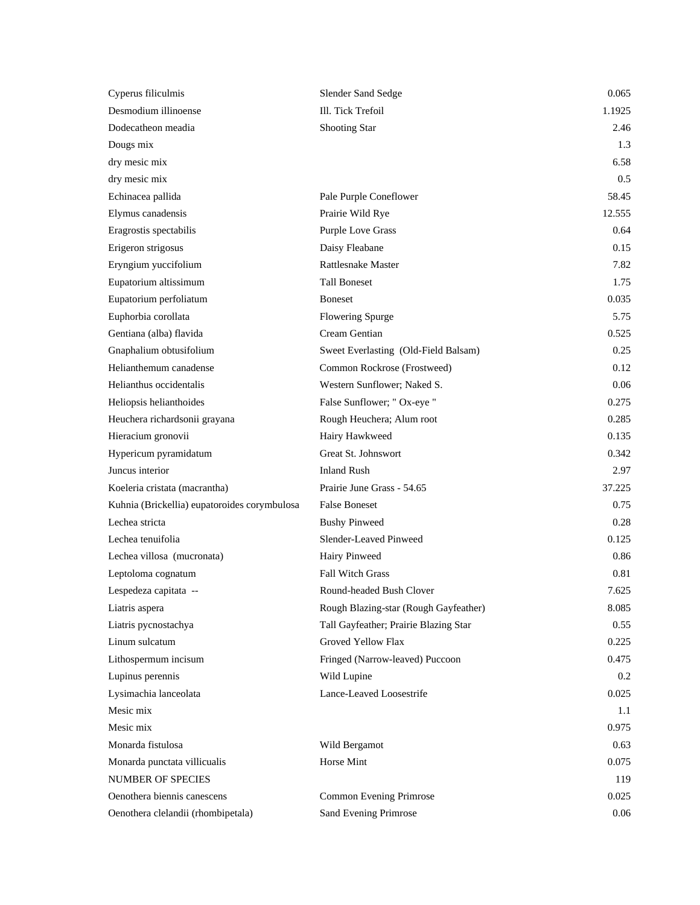| | | |
|---|---|---|
| Cyperus filiculmis | Slender Sand Sedge | 0.065 |
| Desmodium illinoense | Ill. Tick Trefoil | 1.1925 |
| Dodecatheon meadia | Shooting Star | 2.46 |
| Dougs mix | | 1.3 |
| dry mesic mix | | 6.58 |
| dry mesic mix | | 0.5 |
| Echinacea pallida | Pale Purple Coneflower | 58.45 |
| Elymus canadensis | Prairie Wild Rye | 12.555 |
| Eragrostis spectabilis | Purple Love Grass | 0.64 |
| Erigeron strigosus | Daisy Fleabane | 0.15 |
| Eryngium yuccifolium | Rattlesnake Master | 7.82 |
| Eupatorium altissimum | Tall Boneset | 1.75 |
| Eupatorium perfoliatum | Boneset | 0.035 |
| Euphorbia corollata | Flowering Spurge | 5.75 |
| Gentiana (alba) flavida | Cream Gentian | 0.525 |
| Gnaphalium obtusifolium | Sweet Everlasting (Old-Field Balsam) | 0.25 |
| Helianthemum canadense | Common Rockrose (Frostweed) | 0.12 |
| Helianthus occidentalis | Western Sunflower; Naked S. | 0.06 |
| Heliopsis helianthoides | False Sunflower; " Ox-eye " | 0.275 |
| Heuchera richardsonii grayana | Rough Heuchera; Alum root | 0.285 |
| Hieracium gronovii | Hairy Hawkweed | 0.135 |
| Hypericum pyramidatum | Great St. Johnswort | 0.342 |
| Juncus interior | Inland Rush | 2.97 |
| Koeleria cristata (macrantha) | Prairie June Grass - 54.65 | 37.225 |
| Kuhnia (Brickellia) eupatoroides corymbulosa | False Boneset | 0.75 |
| Lechea stricta | Bushy Pinweed | 0.28 |
| Lechea tenuifolia | Slender-Leaved Pinweed | 0.125 |
| Lechea villosa (mucronata) | Hairy Pinweed | 0.86 |
| Leptoloma cognatum | Fall Witch Grass | 0.81 |
| Lespedeza capitata -- | Round-headed Bush Clover | 7.625 |
| Liatris aspera | Rough Blazing-star (Rough Gayfeather) | 8.085 |
| Liatris pycnostachya | Tall Gayfeather; Prairie Blazing Star | 0.55 |
| Linum sulcatum | Groved Yellow Flax | 0.225 |
| Lithospermum incisum | Fringed (Narrow-leaved) Puccoon | 0.475 |
| Lupinus perennis | Wild Lupine | 0.2 |
| Lysimachia lanceolata | Lance-Leaved Loosestrife | 0.025 |
| Mesic mix | | 1.1 |
| Mesic mix | | 0.975 |
| Monarda fistulosa | Wild Bergamot | 0.63 |
| Monarda punctata villicualis | Horse Mint | 0.075 |
| NUMBER OF SPECIES | | 119 |
| Oenothera biennis canescens | Common Evening Primrose | 0.025 |
| Oenothera clelandii (rhombipetala) | Sand Evening Primrose | 0.06 |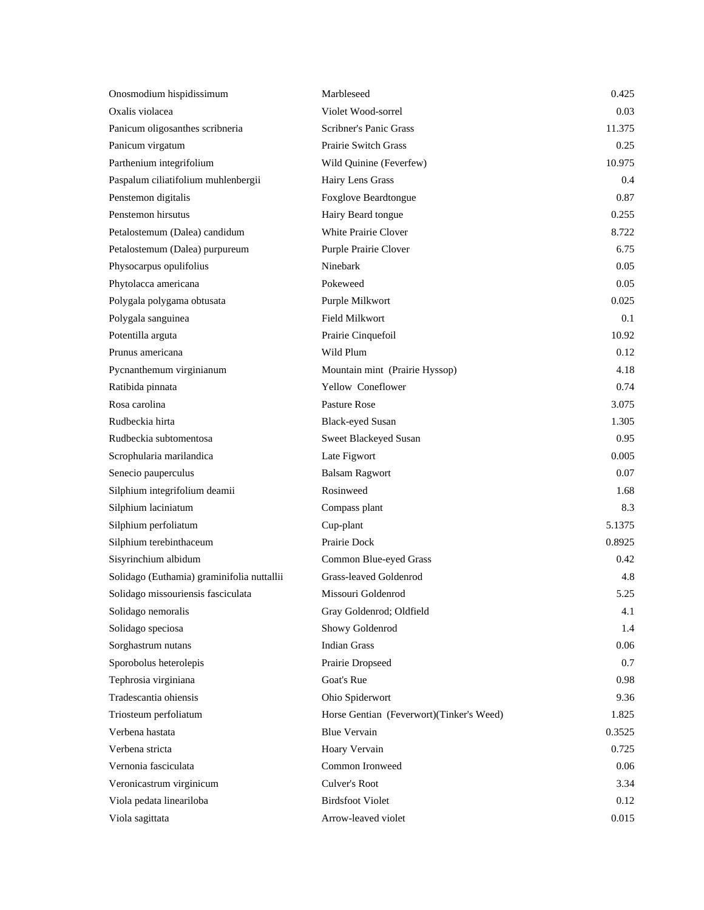| | | |
|---|---|---|
| Onosmodium hispidissimum | Marbleseed | 0.425 |
| Oxalis violacea | Violet Wood-sorrel | 0.03 |
| Panicum oligosanthes scribneria | Scribner's Panic Grass | 11.375 |
| Panicum virgatum | Prairie Switch Grass | 0.25 |
| Parthenium integrifolium | Wild Quinine (Feverfew) | 10.975 |
| Paspalum ciliatifolium muhlenbergii | Hairy Lens Grass | 0.4 |
| Penstemon digitalis | Foxglove Beardtongue | 0.87 |
| Penstemon hirsutus | Hairy Beard tongue | 0.255 |
| Petalostemum (Dalea) candidum | White Prairie Clover | 8.722 |
| Petalostemum (Dalea) purpureum | Purple Prairie Clover | 6.75 |
| Physocarpus opulifolius | Ninebark | 0.05 |
| Phytolacca americana | Pokeweed | 0.05 |
| Polygala polygama obtusata | Purple Milkwort | 0.025 |
| Polygala sanguinea | Field Milkwort | 0.1 |
| Potentilla arguta | Prairie Cinquefoil | 10.92 |
| Prunus americana | Wild Plum | 0.12 |
| Pycnanthemum virginianum | Mountain mint (Prairie Hyssop) | 4.18 |
| Ratibida pinnata | Yellow Coneflower | 0.74 |
| Rosa carolina | Pasture Rose | 3.075 |
| Rudbeckia hirta | Black-eyed Susan | 1.305 |
| Rudbeckia subtomentosa | Sweet Blackeyed Susan | 0.95 |
| Scrophularia marilandica | Late Figwort | 0.005 |
| Senecio pauperculus | Balsam Ragwort | 0.07 |
| Silphium integrifolium deamii | Rosinweed | 1.68 |
| Silphium laciniatum | Compass plant | 8.3 |
| Silphium perfoliatum | Cup-plant | 5.1375 |
| Silphium terebinthaceum | Prairie Dock | 0.8925 |
| Sisyrinchium albidum | Common Blue-eyed Grass | 0.42 |
| Solidago (Euthamia) graminifolia nuttallii | Grass-leaved Goldenrod | 4.8 |
| Solidago missouriensis fasciculata | Missouri Goldenrod | 5.25 |
| Solidago nemoralis | Gray Goldenrod; Oldfield | 4.1 |
| Solidago speciosa | Showy Goldenrod | 1.4 |
| Sorghastrum nutans | Indian Grass | 0.06 |
| Sporobolus heterolepis | Prairie Dropseed | 0.7 |
| Tephrosia virginiana | Goat's Rue | 0.98 |
| Tradescantia ohiensis | Ohio Spiderwort | 9.36 |
| Triosteum perfoliatum | Horse Gentian (Feverwort)(Tinker's Weed) | 1.825 |
| Verbena hastata | Blue Vervain | 0.3525 |
| Verbena stricta | Hoary Vervain | 0.725 |
| Vernonia fasciculata | Common Ironweed | 0.06 |
| Veronicastrum virginicum | Culver's Root | 3.34 |
| Viola pedata lineariloba | Birdsfoot Violet | 0.12 |
| Viola sagittata | Arrow-leaved violet | 0.015 |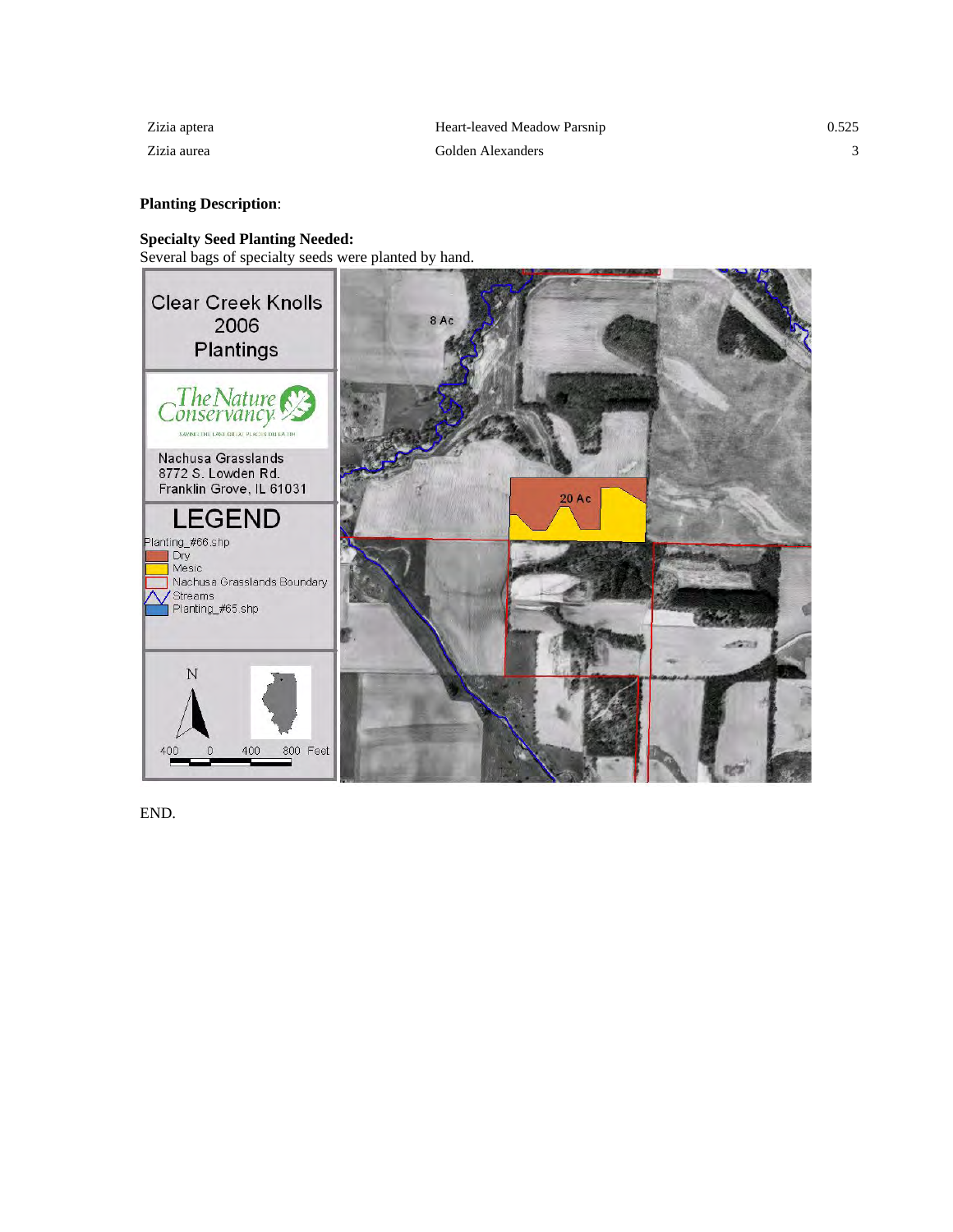| | | |
|---|---|---|
| Zizia aptera | Heart-leaved Meadow Parsnip | 0.525 |
| Zizia aurea | Golden Alexanders | 3 |

**Planting Description**:

**Specialty Seed Planting Needed:**
Several bags of specialty seeds were planted by hand.

END.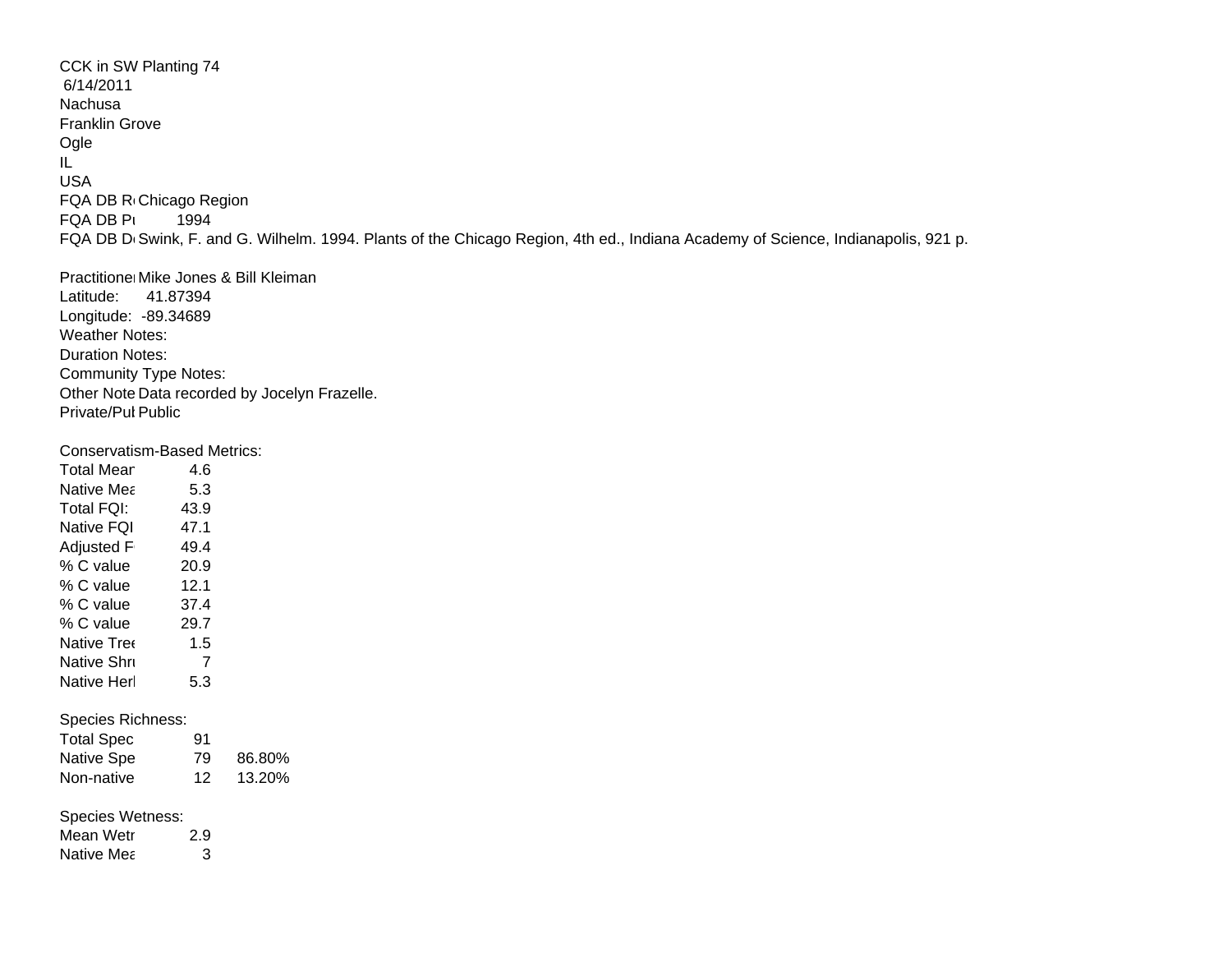CCK in SW Planting 74
6/14/2011
Nachusa
Franklin Grove
Ogle
IL
USA

| | |
|---|---|
| FQA DB R | Chicago Region |
| FQA DB Pu | 1994 |
| FQA DB D | Swink, F. and G. Wilhelm. 1994. Plants of the Chicago Region, 4th ed., Indiana Academy of Science, Indianapolis, 921 p. |

| | |
|---|---|
| Practitioner | Mike Jones & Bill Kleiman |
| Latitude: | 41.87394 |
| Longitude: | -89.34689 |
| Weather Notes: | |
| Duration Notes: | |
| Community Type Notes: | |
| Other Note | Data recorded by Jocelyn Frazelle. |
| Private/Pul | Public |

Conservatism-Based Metrics:

| | |
|---|---|
| Total Mear | 4.6 |
| Native Mea | 5.3 |
| Total FQI: | 43.9 |
| Native FQI | 47.1 |
| Adjusted F | 49.4 |
| % C value | 20.9 |
| % C value | 12.1 |
| % C value | 37.4 |
| % C value | 29.7 |
| Native Tree | 1.5 |
| Native Shru | 7 |
| Native Herl | 5.3 |

Species Richness:

| | | |
|---|---|---|
| Total Spec | 91 | |
| Native Spe | 79 | 86.80% |
| Non-native | 12 | 13.20% |

Species Wetness:

| | |
|---|---|
| Mean Wetr | 2.9 |
| Native Mea | 3 |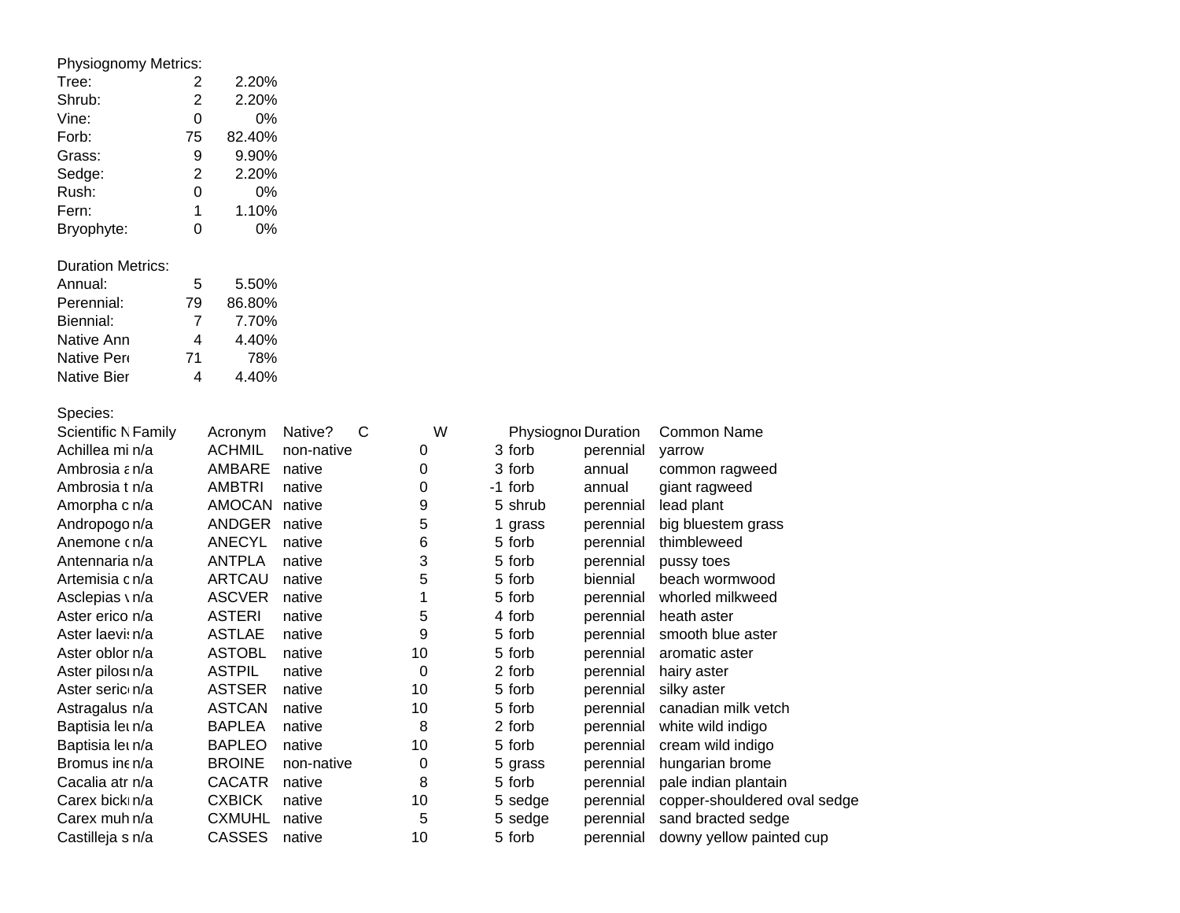Physiognomy Metrics:

| | | |
|---|---|---|
| Tree: | 2 | 2.20% |
| Shrub: | 2 | 2.20% |
| Vine: | 0 | 0% |
| Forb: | 75 | 82.40% |
| Grass: | 9 | 9.90% |
| Sedge: | 2 | 2.20% |
| Rush: | 0 | 0% |
| Fern: | 1 | 1.10% |
| Bryophyte: | 0 | 0% |

Duration Metrics:

| | | |
|---|---|---|
| Annual: | 5 | 5.50% |
| Perennial: | 79 | 86.80% |
| Biennial: | 7 | 7.70% |
| Native Ann | 4 | 4.40% |
| Native Pere | 71 | 78% |
| Native Bier | 4 | 4.40% |

Species:

| Scientific N | Family | Acronym | Native? | C | W | Physiognor | Duration | Common Name |
|---|---|---|---|---|---|---|---|---|
| Achillea mi | n/a | ACHMIL | non-native | 0 | 3 | forb | perennial | yarrow |
| Ambrosia a | n/a | AMBARE | native | 0 | 3 | forb | annual | common ragweed |
| Ambrosia t | n/a | AMBTRI | native | 0 | -1 | forb | annual | giant ragweed |
| Amorpha c | n/a | AMOCAN | native | 9 | 5 | shrub | perennial | lead plant |
| Andropogo | n/a | ANDGER | native | 5 | 1 | grass | perennial | big bluestem grass |
| Anemone c | n/a | ANECYL | native | 6 | 5 | forb | perennial | thimbleweed |
| Antennaria | n/a | ANTPLA | native | 3 | 5 | forb | perennial | pussy toes |
| Artemisia c | n/a | ARTCAU | native | 5 | 5 | forb | biennial | beach wormwood |
| Asclepias v | n/a | ASCVER | native | 1 | 5 | forb | perennial | whorled milkweed |
| Aster erico | n/a | ASTERI | native | 5 | 4 | forb | perennial | heath aster |
| Aster laevis | n/a | ASTLAE | native | 9 | 5 | forb | perennial | smooth blue aster |
| Aster oblor | n/a | ASTOBL | native | 10 | 5 | forb | perennial | aromatic aster |
| Aster pilosu | n/a | ASTPIL | native | 0 | 2 | forb | perennial | hairy aster |
| Aster serica | n/a | ASTSER | native | 10 | 5 | forb | perennial | silky aster |
| Astragalus | n/a | ASTCAN | native | 10 | 5 | forb | perennial | canadian milk vetch |
| Baptisia leu | n/a | BAPLEA | native | 8 | 2 | forb | perennial | white wild indigo |
| Baptisia leu | n/a | BAPLEO | native | 10 | 5 | forb | perennial | cream wild indigo |
| Bromus ine | n/a | BROINE | non-native | 0 | 5 | grass | perennial | hungarian brome |
| Cacalia atr | n/a | CACATR | native | 8 | 5 | forb | perennial | pale indian plantain |
| Carex bickn | n/a | CXBICK | native | 10 | 5 | sedge | perennial | copper-shouldered oval sedge |
| Carex muh | n/a | CXMUHL | native | 5 | 5 | sedge | perennial | sand bracted sedge |
| Castilleja s | n/a | CASSES | native | 10 | 5 | forb | perennial | downy yellow painted cup |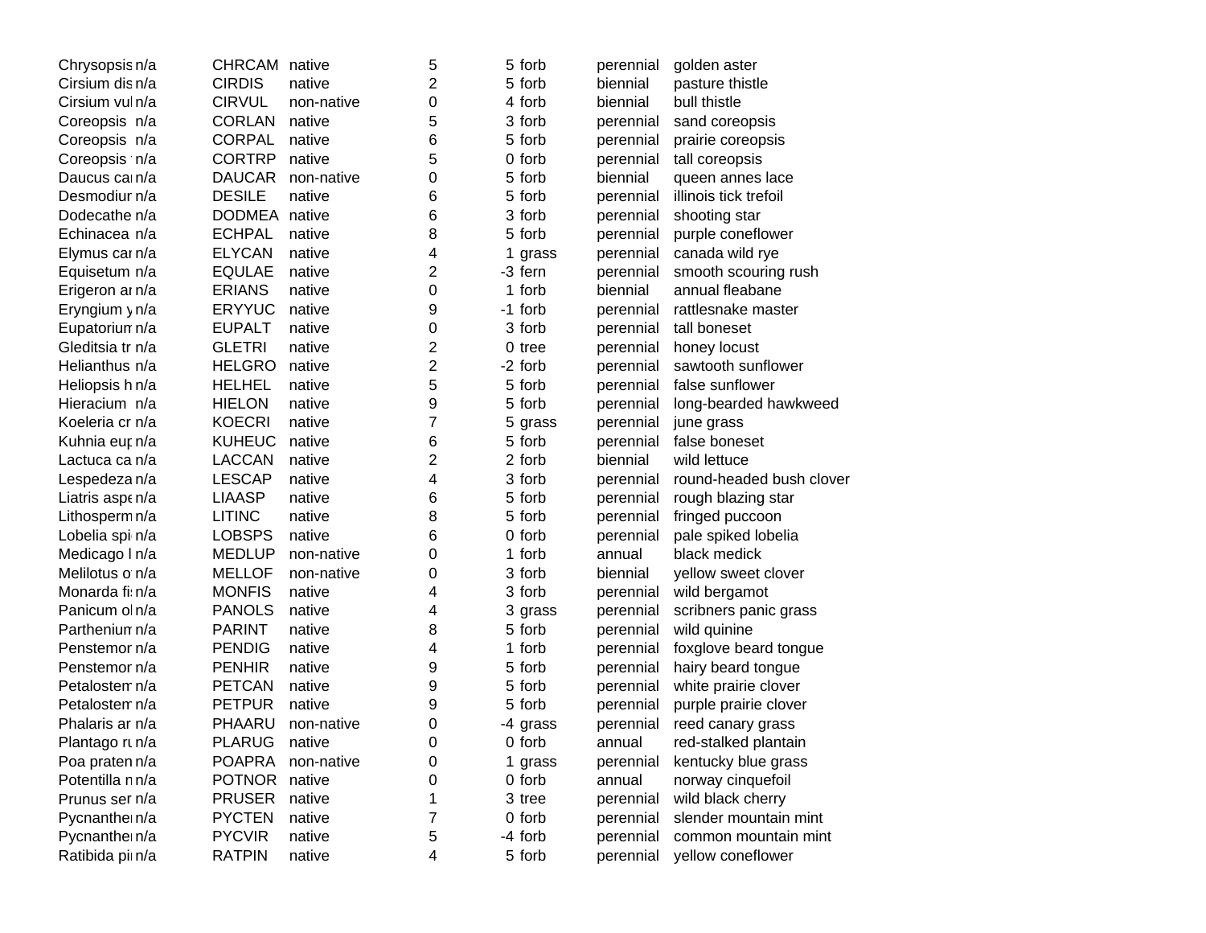| | | | | | | | | |
|---|---|---|---|---|---|---|---|---|
| Chrysopsis | n/a | CHRCAM | native | 5 | 5 | forb | perennial | golden aster |
| Cirsium dis | n/a | CIRDIS | native | 2 | 5 | forb | biennial | pasture thistle |
| Cirsium vul | n/a | CIRVUL | non-native | 0 | 4 | forb | biennial | bull thistle |
| Coreopsis | n/a | CORLAN | native | 5 | 3 | forb | perennial | sand coreopsis |
| Coreopsis | n/a | CORPAL | native | 6 | 5 | forb | perennial | prairie coreopsis |
| Coreopsis | n/a | CORTRP | native | 5 | 0 | forb | perennial | tall coreopsis |
| Daucus car | n/a | DAUCAR | non-native | 0 | 5 | forb | biennial | queen annes lace |
| Desmodium | n/a | DESILE | native | 6 | 5 | forb | perennial | illinois tick trefoil |
| Dodecathe | n/a | DODMEA | native | 6 | 3 | forb | perennial | shooting star |
| Echinacea | n/a | ECHPAL | native | 8 | 5 | forb | perennial | purple coneflower |
| Elymus car | n/a | ELYCAN | native | 4 | 1 | grass | perennial | canada wild rye |
| Equisetum | n/a | EQULAE | native | 2 | -3 | fern | perennial | smooth scouring rush |
| Erigeron ar | n/a | ERIANS | native | 0 | 1 | forb | biennial | annual fleabane |
| Eryngium y | n/a | ERYYUC | native | 9 | -1 | forb | perennial | rattlesnake master |
| Eupatorium | n/a | EUPALT | native | 0 | 3 | forb | perennial | tall boneset |
| Gleditsia tr | n/a | GLETRI | native | 2 | 0 | tree | perennial | honey locust |
| Helianthus | n/a | HELGRO | native | 2 | -2 | forb | perennial | sawtooth sunflower |
| Heliopsis h | n/a | HELHEL | native | 5 | 5 | forb | perennial | false sunflower |
| Hieracium | n/a | HIELON | native | 9 | 5 | forb | perennial | long-bearded hawkweed |
| Koeleria cr | n/a | KOECRI | native | 7 | 5 | grass | perennial | june grass |
| Kuhnia eup | n/a | KUHEUC | native | 6 | 5 | forb | perennial | false boneset |
| Lactuca ca | n/a | LACCAN | native | 2 | 2 | forb | biennial | wild lettuce |
| Lespedeza | n/a | LESCAP | native | 4 | 3 | forb | perennial | round-headed bush clover |
| Liatris aspe | n/a | LIAASP | native | 6 | 5 | forb | perennial | rough blazing star |
| Lithosperm | n/a | LITINC | native | 8 | 5 | forb | perennial | fringed puccoon |
| Lobelia spi | n/a | LOBSPS | native | 6 | 0 | forb | perennial | pale spiked lobelia |
| Medicago l | n/a | MEDLUP | non-native | 0 | 1 | forb | annual | black medick |
| Melilotus o | n/a | MELLOF | non-native | 0 | 3 | forb | biennial | yellow sweet clover |
| Monarda fi | n/a | MONFIS | native | 4 | 3 | forb | perennial | wild bergamot |
| Panicum ol | n/a | PANOLS | native | 4 | 3 | grass | perennial | scribners panic grass |
| Parthenium | n/a | PARINT | native | 8 | 5 | forb | perennial | wild quinine |
| Penstemon | n/a | PENDIG | native | 4 | 1 | forb | perennial | foxglove beard tongue |
| Penstemon | n/a | PENHIR | native | 9 | 5 | forb | perennial | hairy beard tongue |
| Petalostem | n/a | PETCAN | native | 9 | 5 | forb | perennial | white prairie clover |
| Petalostem | n/a | PETPUR | native | 9 | 5 | forb | perennial | purple prairie clover |
| Phalaris ar | n/a | PHAARU | non-native | 0 | -4 | grass | perennial | reed canary grass |
| Plantago ru | n/a | PLARUG | native | 0 | 0 | forb | annual | red-stalked plantain |
| Poa praten | n/a | POAPRA | non-native | 0 | 1 | grass | perennial | kentucky blue grass |
| Potentilla n | n/a | POTNOR | native | 0 | 0 | forb | annual | norway cinquefoil |
| Prunus ser | n/a | PRUSER | native | 1 | 3 | tree | perennial | wild black cherry |
| Pycnanthe | n/a | PYCTEN | native | 7 | 0 | forb | perennial | slender mountain mint |
| Pycnanthe | n/a | PYCVIR | native | 5 | -4 | forb | perennial | common mountain mint |
| Ratibida pi | n/a | RATPIN | native | 4 | 5 | forb | perennial | yellow coneflower |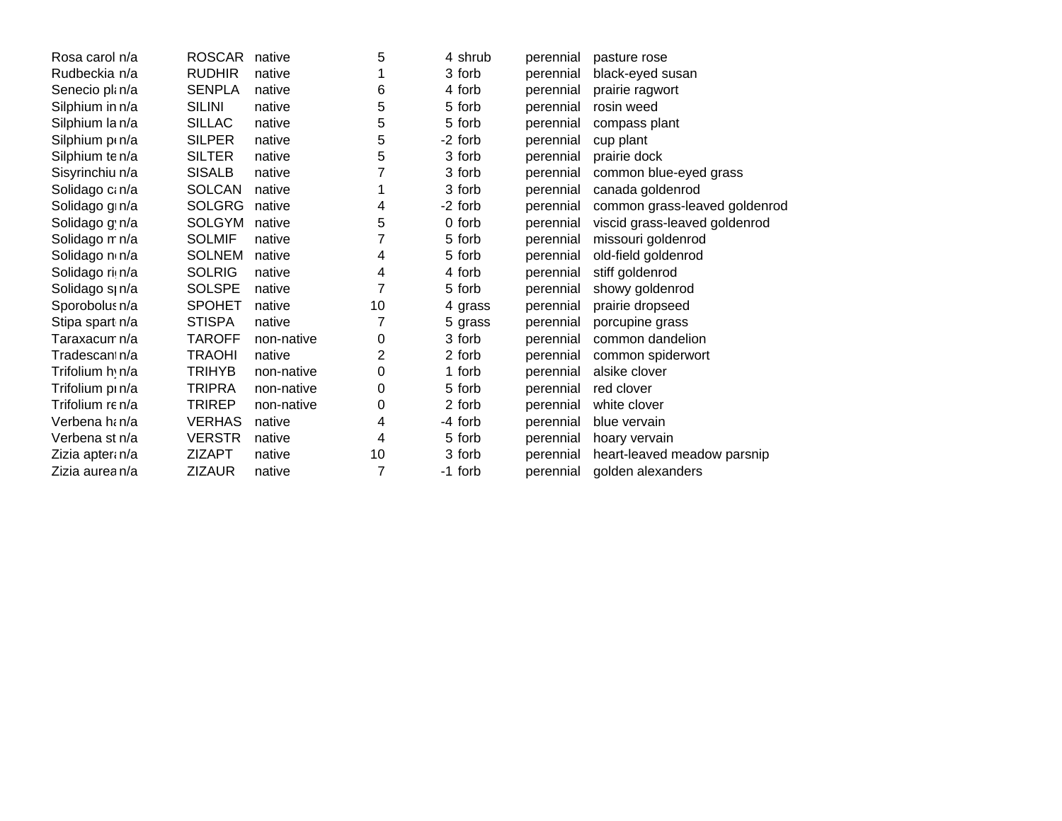| | | | | | | | | |
|---|---|---|---|---|---|---|---|---|
| Rosa carol | n/a | ROSCAR | native | 5 | 4 | shrub | perennial | pasture rose |
| Rudbeckia | n/a | RUDHIR | native | 1 | 3 | forb | perennial | black-eyed susan |
| Senecio pl | n/a | SENPLA | native | 6 | 4 | forb | perennial | prairie ragwort |
| Silphium in | n/a | SILINI | native | 5 | 5 | forb | perennial | rosin weed |
| Silphium la | n/a | SILLAC | native | 5 | 5 | forb | perennial | compass plant |
| Silphium pe | n/a | SILPER | native | 5 | -2 | forb | perennial | cup plant |
| Silphium te | n/a | SILTER | native | 5 | 3 | forb | perennial | prairie dock |
| Sisyrinchiu | n/a | SISALB | native | 7 | 3 | forb | perennial | common blue-eyed grass |
| Solidago ca | n/a | SOLCAN | native | 1 | 3 | forb | perennial | canada goldenrod |
| Solidago gr | n/a | SOLGRG | native | 4 | -2 | forb | perennial | common grass-leaved goldenrod |
| Solidago gy | n/a | SOLGYM | native | 5 | 0 | forb | perennial | viscid grass-leaved goldenrod |
| Solidago m | n/a | SOLMIF | native | 7 | 5 | forb | perennial | missouri goldenrod |
| Solidago ne | n/a | SOLNEM | native | 4 | 5 | forb | perennial | old-field goldenrod |
| Solidago ri | n/a | SOLRIG | native | 4 | 4 | forb | perennial | stiff goldenrod |
| Solidago sp | n/a | SOLSPE | native | 7 | 5 | forb | perennial | showy goldenrod |
| Sporobolus | n/a | SPOHET | native | 10 | 4 | grass | perennial | prairie dropseed |
| Stipa spart | n/a | STISPA | native | 7 | 5 | grass | perennial | porcupine grass |
| Taraxacum | n/a | TAROFF | non-native | 0 | 3 | forb | perennial | common dandelion |
| Tradescant | n/a | TRAOHI | native | 2 | 2 | forb | perennial | common spiderwort |
| Trifolium hy | n/a | TRIHYB | non-native | 0 | 1 | forb | perennial | alsike clover |
| Trifolium pr | n/a | TRIPRA | non-native | 0 | 5 | forb | perennial | red clover |
| Trifolium re | n/a | TRIREP | non-native | 0 | 2 | forb | perennial | white clover |
| Verbena ha | n/a | VERHAS | native | 4 | -4 | forb | perennial | blue vervain |
| Verbena st | n/a | VERSTR | native | 4 | 5 | forb | perennial | hoary vervain |
| Zizia apter | n/a | ZIZAPT | native | 10 | 3 | forb | perennial | heart-leaved meadow parsnip |
| Zizia aurea | n/a | ZIZAUR | native | 7 | -1 | forb | perennial | golden alexanders |